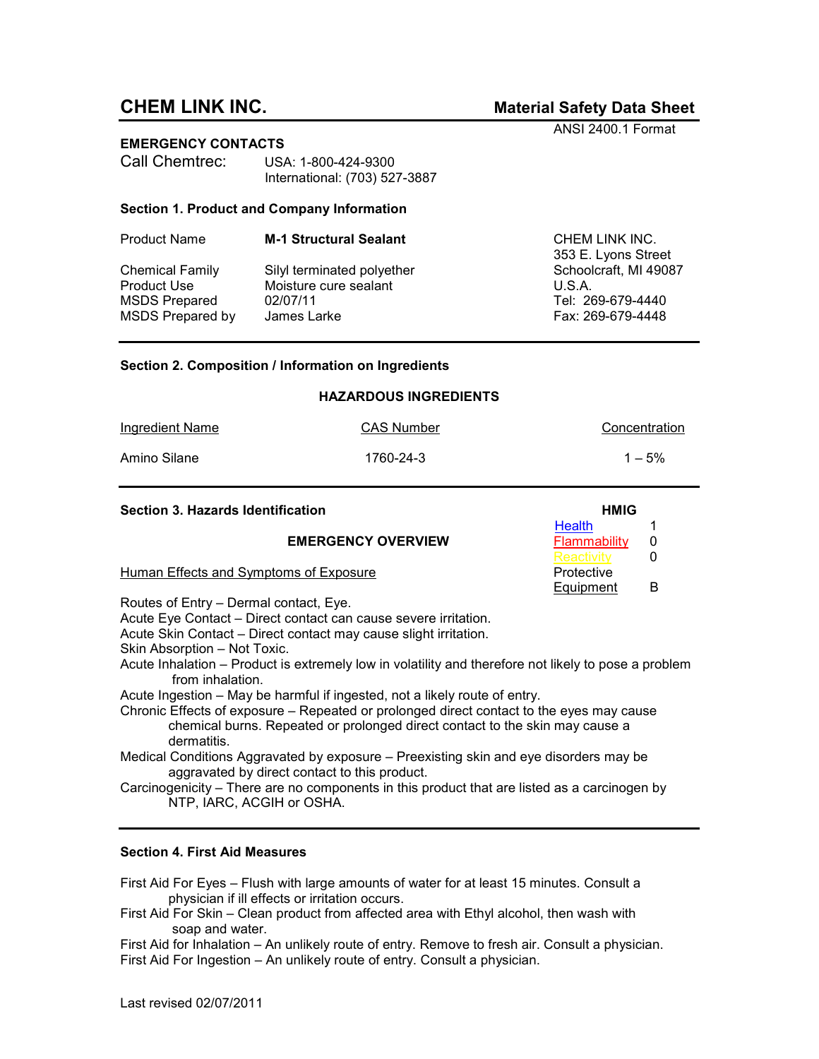# CHEM LINK INC.

## Material Safety Data Sheet

ANSI 2400.1 Format

**EMERGENCY CONTACTS**

Call Chemtrec: USA: 1-800-424-9300
International: (703) 527-3887

### Section 1. Product and Company Information

| | |
|---|---|
| Product Name | **M-1 Structural Sealant** |
| Chemical Family | Silyl terminated polyether |
| Product Use | Moisture cure sealant |
| MSDS Prepared | 02/07/11 |
| MSDS Prepared by | James Larke |

CHEM LINK INC.
353 E. Lyons Street
Schoolcraft, MI 49087
U.S.A.
Tel: 269-679-4440
Fax: 269-679-4448

### Section 2. Composition / Information on Ingredients

**HAZARDOUS INGREDIENTS**

| Ingredient Name | CAS Number | Concentration |
|---|---|---|
| Amino Silane | 1760-24-3 | 1 – 5% |

### Section 3. Hazards Identification

**HMIG**

| | |
|---|---|
| Health | 1 |
| Flammability | 0 |
| Reactivity | 0 |
| Protective Equipment | B |

**EMERGENCY OVERVIEW**

Human Effects and Symptoms of Exposure

Routes of Entry – Dermal contact, Eye.
Acute Eye Contact – Direct contact can cause severe irritation.
Acute Skin Contact – Direct contact may cause slight irritation.
Skin Absorption – Not Toxic.
Acute Inhalation – Product is extremely low in volatility and therefore not likely to pose a problem from inhalation.
Acute Ingestion – May be harmful if ingested, not a likely route of entry.
Chronic Effects of exposure – Repeated or prolonged direct contact to the eyes may cause chemical burns. Repeated or prolonged direct contact to the skin may cause a dermatitis.
Medical Conditions Aggravated by exposure – Preexisting skin and eye disorders may be aggravated by direct contact to this product.
Carcinogenicity – There are no components in this product that are listed as a carcinogen by NTP, IARC, ACGIH or OSHA.

### Section 4. First Aid Measures

First Aid For Eyes – Flush with large amounts of water for at least 15 minutes. Consult a physician if ill effects or irritation occurs.
First Aid For Skin – Clean product from affected area with Ethyl alcohol, then wash with soap and water.
First Aid for Inhalation – An unlikely route of entry. Remove to fresh air. Consult a physician.
First Aid For Ingestion – An unlikely route of entry. Consult a physician.

Last revised 02/07/2011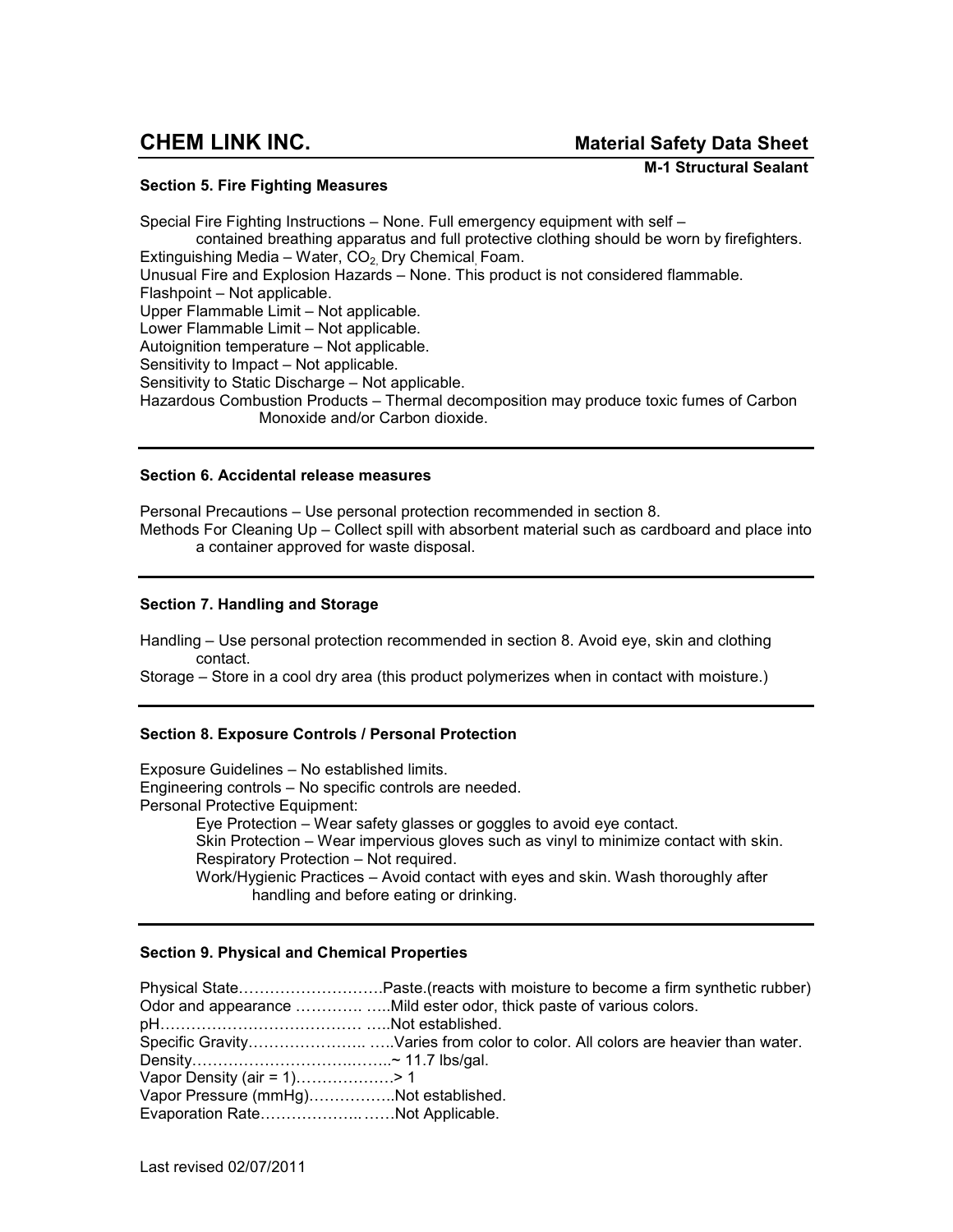## Section 5. Fire Fighting Measures

Special Fire Fighting Instructions – None. Full emergency equipment with self – contained breathing apparatus and full protective clothing should be worn by firefighters.
Extinguishing Media – Water, $CO_2$, Dry Chemical, Foam.
Unusual Fire and Explosion Hazards – None. This product is not considered flammable.
Flashpoint – Not applicable.
Upper Flammable Limit – Not applicable.
Lower Flammable Limit – Not applicable.
Autoignition temperature – Not applicable.
Sensitivity to Impact – Not applicable.
Sensitivity to Static Discharge – Not applicable.
Hazardous Combustion Products – Thermal decomposition may produce toxic fumes of Carbon Monoxide and/or Carbon dioxide.

---

## Section 6. Accidental release measures

Personal Precautions – Use personal protection recommended in section 8.
Methods For Cleaning Up – Collect spill with absorbent material such as cardboard and place into a container approved for waste disposal.

---

## Section 7. Handling and Storage

Handling – Use personal protection recommended in section 8. Avoid eye, skin and clothing contact.
Storage – Store in a cool dry area (this product polymerizes when in contact with moisture.)

---

## Section 8. Exposure Controls / Personal Protection

Exposure Guidelines – No established limits.
Engineering controls – No specific controls are needed.
Personal Protective Equipment:

- Eye Protection – Wear safety glasses or goggles to avoid eye contact.
- Skin Protection – Wear impervious gloves such as vinyl to minimize contact with skin.
- Respiratory Protection – Not required.
- Work/Hygienic Practices – Avoid contact with eyes and skin. Wash thoroughly after handling and before eating or drinking.

---

## Section 9. Physical and Chemical Properties

Physical State……………………….Paste.(reacts with moisture to become a firm synthetic rubber)
Odor and appearance …………. …..Mild ester odor, thick paste of various colors.
pH………………………………… …..Not established.
Specific Gravity………………….. …..Varies from color to color. All colors are heavier than water.
Density………………………..……..~ 11.7 lbs/gal.
Vapor Density (air = 1)………………> 1
Vapor Pressure (mmHg)…………….Not established.
Evaporation Rate……………….. ……Not Applicable.

Last revised 02/07/2011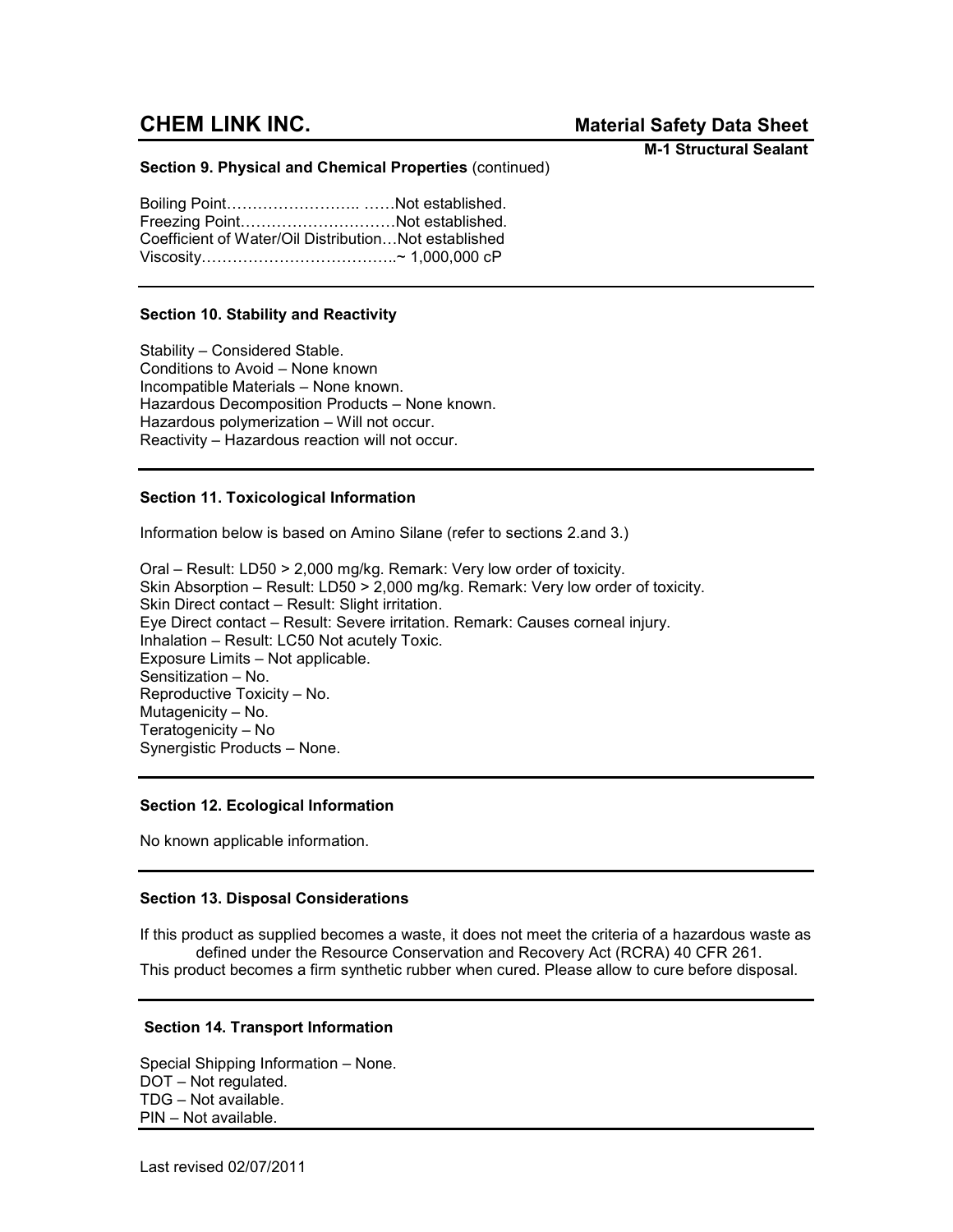**Section 9. Physical and Chemical Properties** (continued)

Boiling Point…………………….. ……Not established.
Freezing Point…………..……………Not established.
Coefficient of Water/Oil Distribution…Not established
Viscosity………………………………..~ 1,000,000 cP

---

**Section 10. Stability and Reactivity**

Stability – Considered Stable.
Conditions to Avoid – None known
Incompatible Materials – None known.
Hazardous Decomposition Products – None known.
Hazardous polymerization – Will not occur.
Reactivity – Hazardous reaction will not occur.

---

**Section 11. Toxicological Information**

Information below is based on Amino Silane (refer to sections 2.and 3.)

Oral – Result: LD50 > 2,000 mg/kg. Remark: Very low order of toxicity.
Skin Absorption – Result: LD50 > 2,000 mg/kg. Remark: Very low order of toxicity.
Skin Direct contact – Result: Slight irritation.
Eye Direct contact – Result: Severe irritation. Remark: Causes corneal injury.
Inhalation – Result: LC50 Not acutely Toxic.
Exposure Limits – Not applicable.
Sensitization – No.
Reproductive Toxicity – No.
Mutagenicity – No.
Teratogenicity – No
Synergistic Products – None.

---

**Section 12. Ecological Information**

No known applicable information.

---

**Section 13. Disposal Considerations**

If this product as supplied becomes a waste, it does not meet the criteria of a hazardous waste as defined under the Resource Conservation and Recovery Act (RCRA) 40 CFR 261.
This product becomes a firm synthetic rubber when cured. Please allow to cure before disposal.

---

**Section 14. Transport Information**

Special Shipping Information – None.
DOT – Not regulated.
TDG – Not available.
PIN – Not available.

---

Last revised 02/07/2011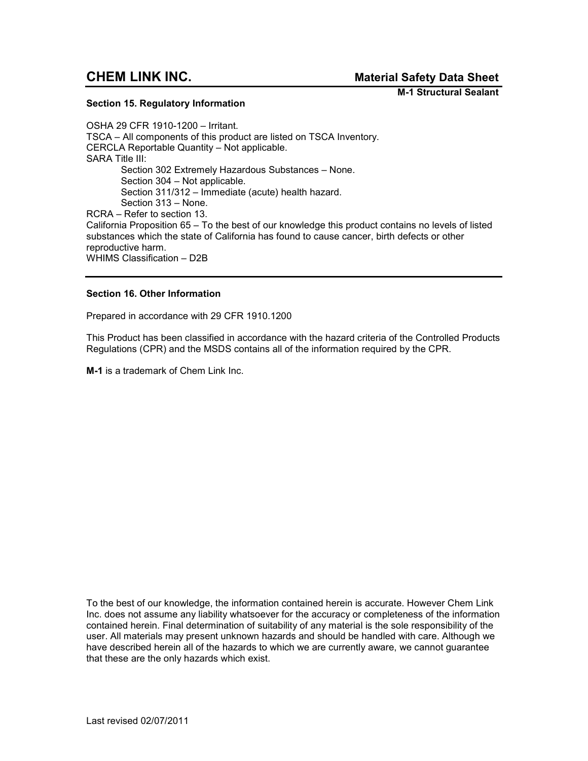## Section 15. Regulatory Information

OSHA 29 CFR 1910-1200 – Irritant.
TSCA – All components of this product are listed on TSCA Inventory.
CERCLA Reportable Quantity – Not applicable.
SARA Title III:

- Section 302 Extremely Hazardous Substances – None.
- Section 304 – Not applicable.
- Section 311/312 – Immediate (acute) health hazard.
- Section 313 – None.

RCRA – Refer to section 13.
California Proposition 65 – To the best of our knowledge this product contains no levels of listed substances which the state of California has found to cause cancer, birth defects or other reproductive harm.
WHIMS Classification – D2B

## Section 16. Other Information

Prepared in accordance with 29 CFR 1910.1200

This Product has been classified in accordance with the hazard criteria of the Controlled Products Regulations (CPR) and the MSDS contains all of the information required by the CPR.

**M-1** is a trademark of Chem Link Inc.

To the best of our knowledge, the information contained herein is accurate. However Chem Link Inc. does not assume any liability whatsoever for the accuracy or completeness of the information contained herein. Final determination of suitability of any material is the sole responsibility of the user. All materials may present unknown hazards and should be handled with care. Although we have described herein all of the hazards to which we are currently aware, we cannot guarantee that these are the only hazards which exist.

Last revised 02/07/2011